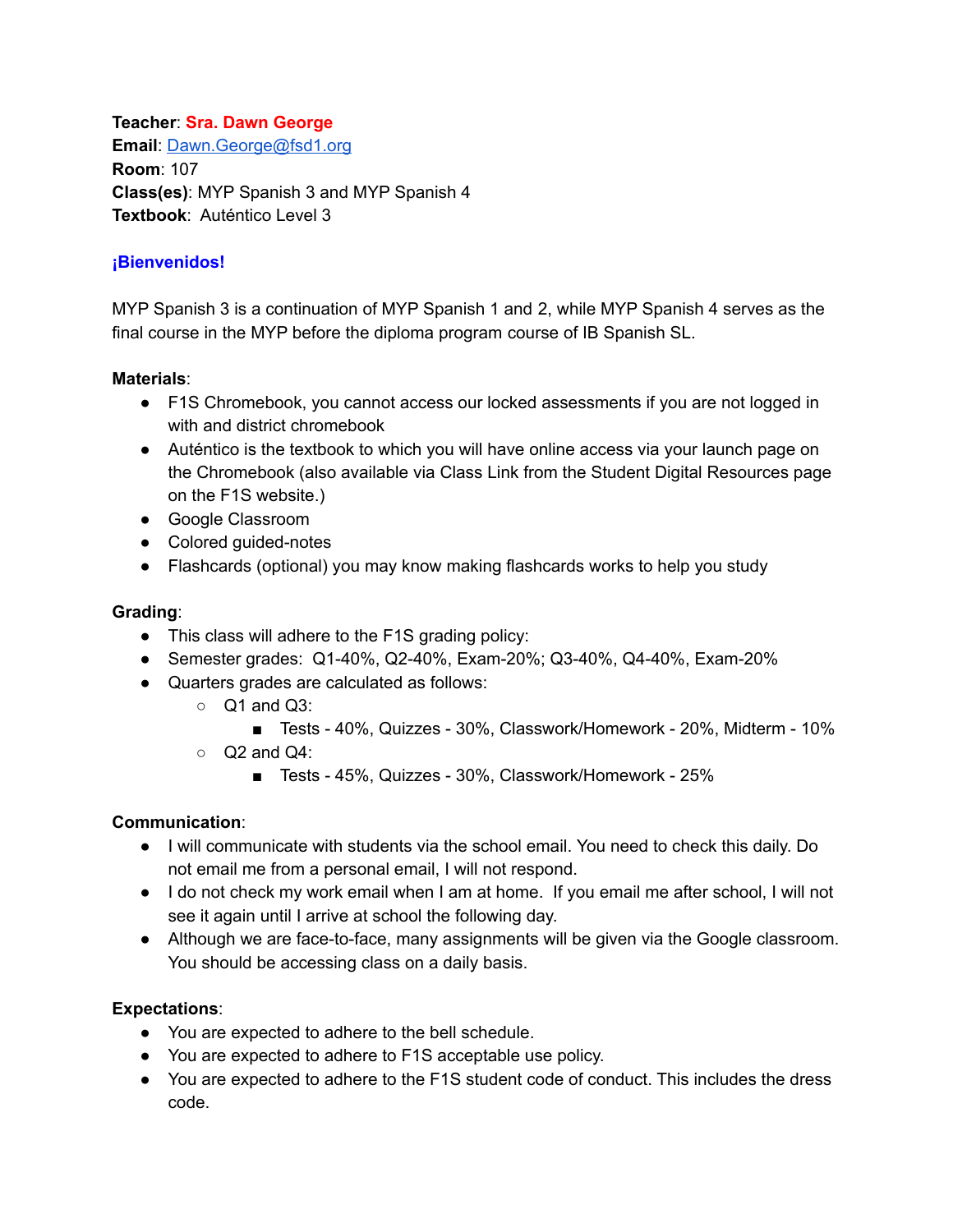**Teacher**: **Sra. Dawn George**
**Email**: [Dawn.George@fsd1.org](mailto:Dawn.George@fsd1.org)
**Room**: 107
**Class(es)**: MYP Spanish 3 and MYP Spanish 4
**Textbook**: Auténtico Level 3

**¡Bienvenidos!**

MYP Spanish 3 is a continuation of MYP Spanish 1 and 2, while MYP Spanish 4 serves as the final course in the MYP before the diploma program course of IB Spanish SL.

**Materials**:

- F1S Chromebook, you cannot access our locked assessments if you are not logged in with and district chromebook
- Auténtico is the textbook to which you will have online access via your launch page on the Chromebook (also available via Class Link from the Student Digital Resources page on the F1S website.)
- Google Classroom
- Colored guided-notes
- Flashcards (optional) you may know making flashcards works to help you study

**Grading**:

- This class will adhere to the F1S grading policy:
- Semester grades: Q1-40%, Q2-40%, Exam-20%; Q3-40%, Q4-40%, Exam-20%
- Quarters grades are calculated as follows:
  - Q1 and Q3:
    - Tests - 40%, Quizzes - 30%, Classwork/Homework - 20%, Midterm - 10%
  - Q2 and Q4:
    - Tests - 45%, Quizzes - 30%, Classwork/Homework - 25%

**Communication**:

- I will communicate with students via the school email. You need to check this daily. Do not email me from a personal email, I will not respond.
- I do not check my work email when I am at home. If you email me after school, I will not see it again until I arrive at school the following day.
- Although we are face-to-face, many assignments will be given via the Google classroom. You should be accessing class on a daily basis.

**Expectations**:

- You are expected to adhere to the bell schedule.
- You are expected to adhere to F1S acceptable use policy.
- You are expected to adhere to the F1S student code of conduct. This includes the dress code.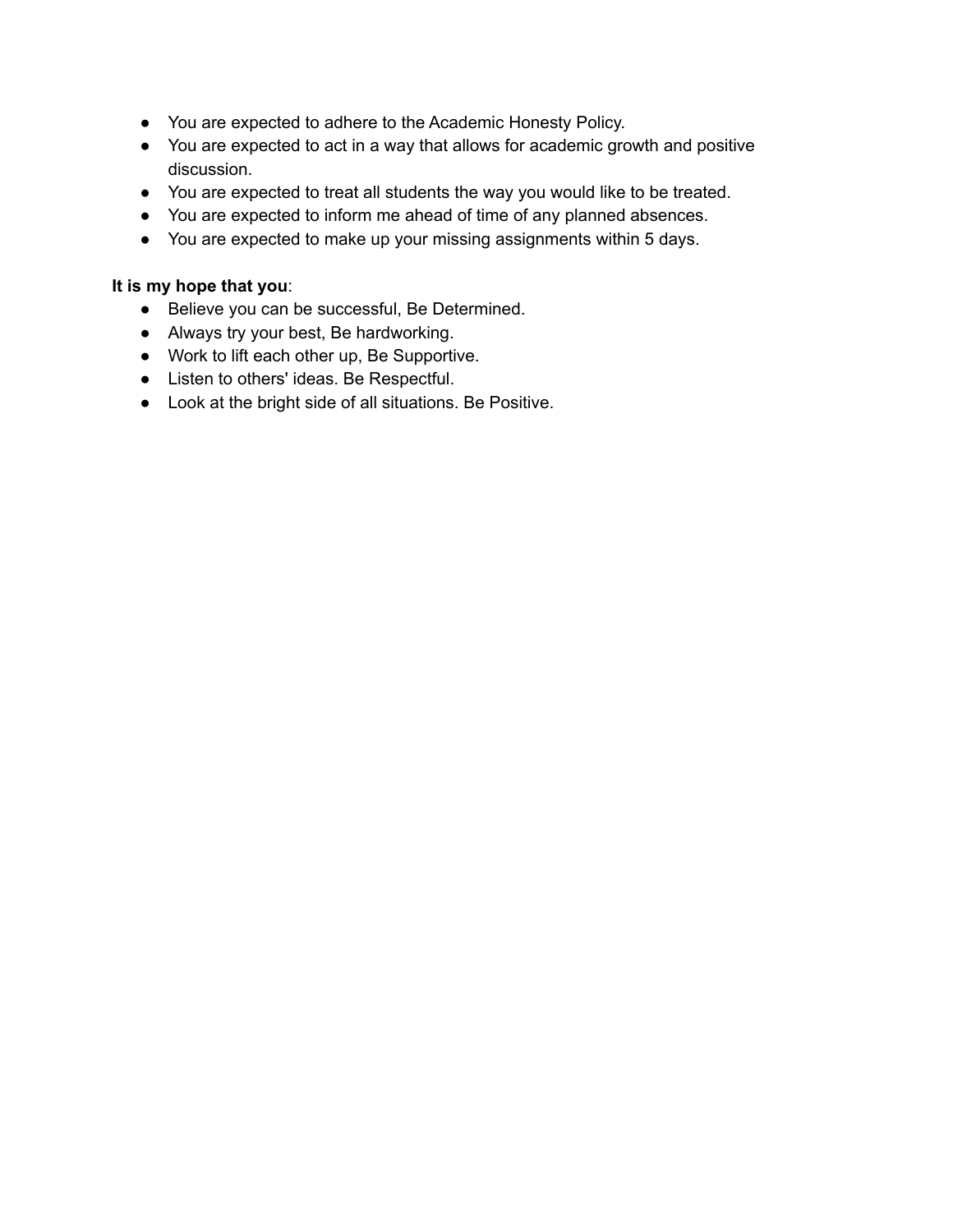- You are expected to adhere to the Academic Honesty Policy.
- You are expected to act in a way that allows for academic growth and positive discussion.
- You are expected to treat all students the way you would like to be treated.
- You are expected to inform me ahead of time of any planned absences.
- You are expected to make up your missing assignments within 5 days.

**It is my hope that you**:

- Believe you can be successful, Be Determined.
- Always try your best, Be hardworking.
- Work to lift each other up, Be Supportive.
- Listen to others' ideas. Be Respectful.
- Look at the bright side of all situations. Be Positive.